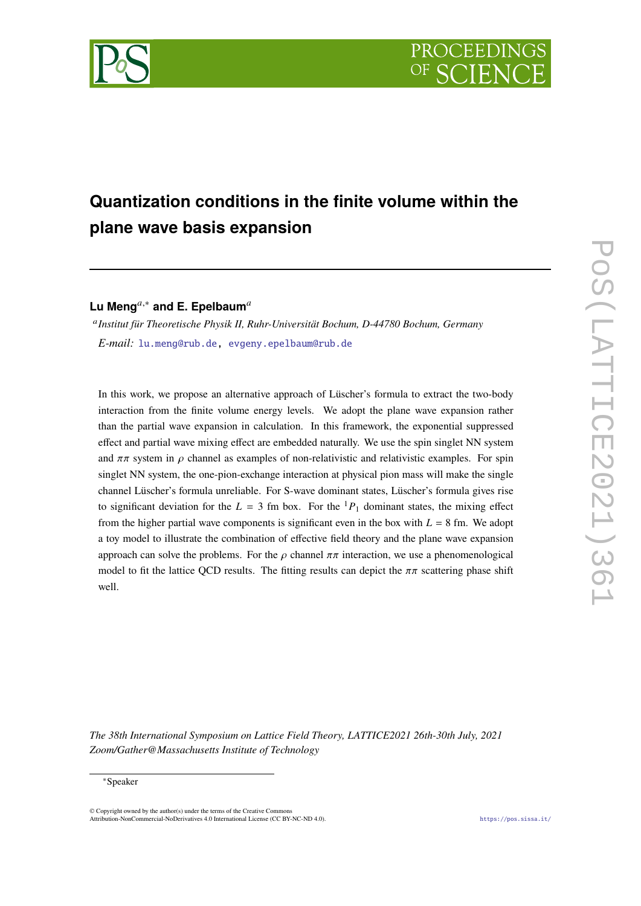# Quantization conditions in the finite volume within the plane wave basis expansion

**Lu Meng**[a,*] **and E. Epelbaum**[a]

[a] *Institut für Theoretische Physik II, Ruhr-Universität Bochum, D-44780 Bochum, Germany*

*E-mail:* lu.meng@rub.de, evgeny.epelbaum@rub.de

In this work, we propose an alternative approach of Lüscher's formula to extract the two-body interaction from the finite volume energy levels. We adopt the plane wave expansion rather than the partial wave expansion in calculation. In this framework, the exponential suppressed effect and partial wave mixing effect are embedded naturally. We use the spin singlet NN system and $\pi\pi$ system in $\rho$ channel as examples of non-relativistic and relativistic examples. For spin singlet NN system, the one-pion-exchange interaction at physical pion mass will make the single channel Lüscher's formula unreliable. For S-wave dominant states, Lüscher's formula gives rise to significant deviation for the $L = 3$ fm box. For the $^1P_1$ dominant states, the mixing effect from the higher partial wave components is significant even in the box with $L = 8$ fm. We adopt a toy model to illustrate the combination of effective field theory and the plane wave expansion approach can solve the problems. For the $\rho$ channel $\pi\pi$ interaction, we use a phenomenological model to fit the lattice QCD results. The fitting results can depict the $\pi\pi$ scattering phase shift well.

*The 38th International Symposium on Lattice Field Theory, LATTICE2021 26th-30th July, 2021 Zoom/Gather@Massachusetts Institute of Technology*

*Speaker

© Copyright owned by the author(s) under the terms of the Creative Commons Attribution-NonCommercial-NoDerivatives 4.0 International License (CC BY-NC-ND 4.0).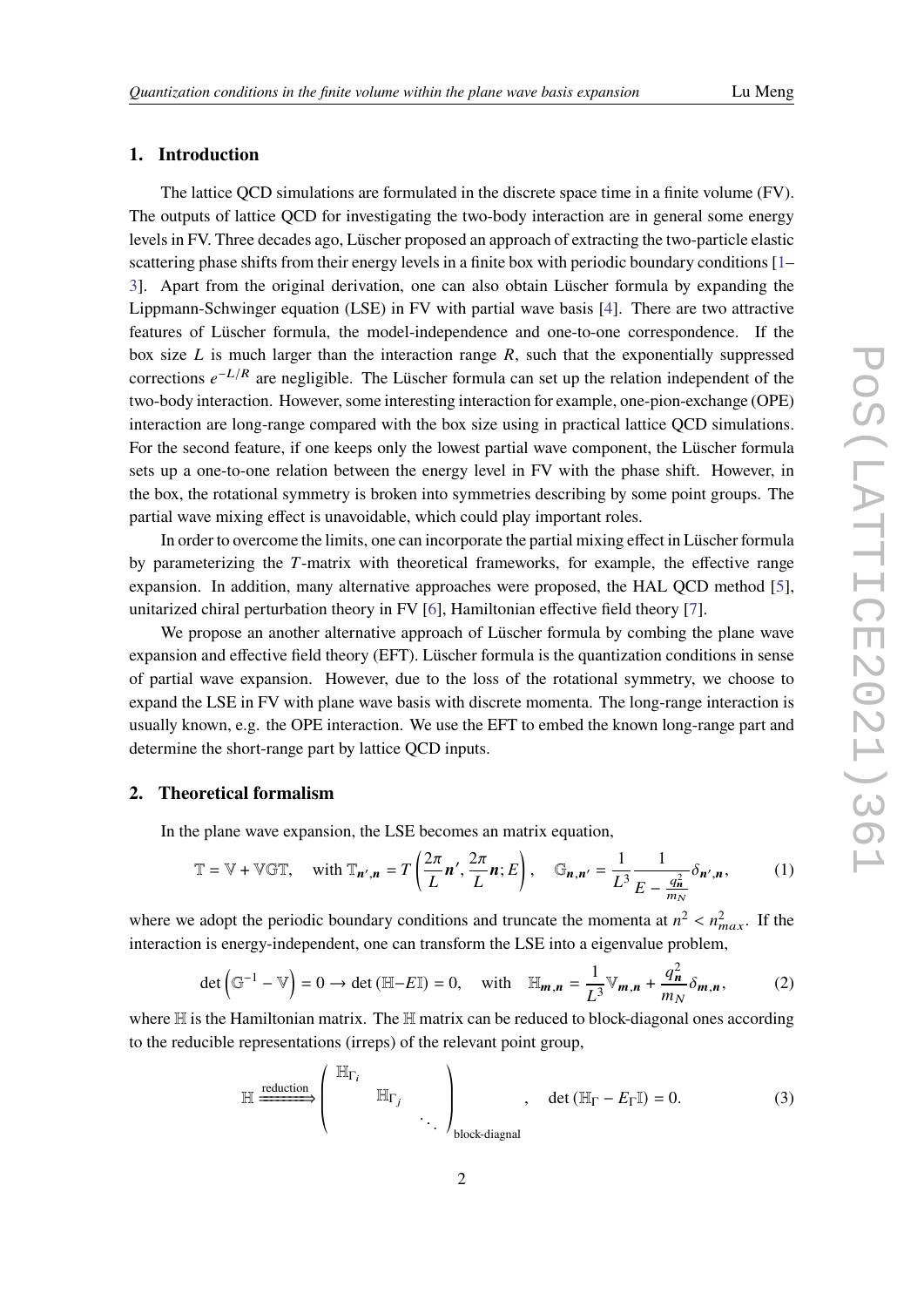## 1. Introduction

The lattice QCD simulations are formulated in the discrete space time in a finite volume (FV). The outputs of lattice QCD for investigating the two-body interaction are in general some energy levels in FV. Three decades ago, Lüscher proposed an approach of extracting the two-particle elastic scattering phase shifts from their energy levels in a finite box with periodic boundary conditions [1–3]. Apart from the original derivation, one can also obtain Lüscher formula by expanding the Lippmann-Schwinger equation (LSE) in FV with partial wave basis [4]. There are two attractive features of Lüscher formula, the model-independence and one-to-one correspondence. If the box size $L$ is much larger than the interaction range $R$, such that the exponentially suppressed corrections $e^{-L/R}$ are negligible. The Lüscher formula can set up the relation independent of the two-body interaction. However, some interesting interaction for example, one-pion-exchange (OPE) interaction are long-range compared with the box size using in practical lattice QCD simulations. For the second feature, if one keeps only the lowest partial wave component, the Lüscher formula sets up a one-to-one relation between the energy level in FV with the phase shift. However, in the box, the rotational symmetry is broken into symmetries describing by some point groups. The partial wave mixing effect is unavoidable, which could play important roles.

In order to overcome the limits, one can incorporate the partial mixing effect in Lüscher formula by parameterizing the $T$-matrix with theoretical frameworks, for example, the effective range expansion. In addition, many alternative approaches were proposed, the HAL QCD method [5], unitarized chiral perturbation theory in FV [6], Hamiltonian effective field theory [7].

We propose an another alternative approach of Lüscher formula by combing the plane wave expansion and effective field theory (EFT). Lüscher formula is the quantization conditions in sense of partial wave expansion. However, due to the loss of the rotational symmetry, we choose to expand the LSE in FV with plane wave basis with discrete momenta. The long-range interaction is usually known, e.g. the OPE interaction. We use the EFT to embed the known long-range part and determine the short-range part by lattice QCD inputs.

## 2. Theoretical formalism

In the plane wave expansion, the LSE becomes an matrix equation,

$$\mathbb{T} = \mathbb{V} + \mathbb{V}\mathbb{G}\mathbb{T}, \quad \text{with } \mathbb{T}_{\boldsymbol{n}',\boldsymbol{n}} = T\left(\frac{2\pi}{L}\boldsymbol{n}', \frac{2\pi}{L}\boldsymbol{n}; E\right), \quad \mathbb{G}_{\boldsymbol{n},\boldsymbol{n}'} = \frac{1}{L^3}\frac{1}{E - \frac{q_{\boldsymbol{n}}^2}{m_N}}\delta_{\boldsymbol{n}',\boldsymbol{n}}, \tag{1}$$

where we adopt the periodic boundary conditions and truncate the momenta at $n^2 < n_{max}^2$. If the interaction is energy-independent, one can transform the LSE into a eigenvalue problem,

$$\det\left(\mathbb{G}^{-1} - \mathbb{V}\right) = 0 \to \det\left(\mathbb{H} - E\mathbb{I}\right) = 0, \quad \text{with} \quad \mathbb{H}_{\boldsymbol{m},\boldsymbol{n}} = \frac{1}{L^3}\mathbb{V}_{\boldsymbol{m},\boldsymbol{n}} + \frac{q_{\boldsymbol{n}}^2}{m_N}\delta_{\boldsymbol{m},\boldsymbol{n}}, \tag{2}$$

where $\mathbb{H}$ is the Hamiltonian matrix. The $\mathbb{H}$ matrix can be reduced to block-diagonal ones according to the reducible representations (irreps) of the relevant point group,

$$\mathbb{H} \xrightarrow{\text{reduction}} \begin{pmatrix} \mathbb{H}_{\Gamma_i} & & \\ & \mathbb{H}_{\Gamma_j} & \\ & & \ddots \end{pmatrix}_{\text{block-diagnal}}, \quad \det\left(\mathbb{H}_\Gamma - E_\Gamma \mathbb{I}\right) = 0. \tag{3}$$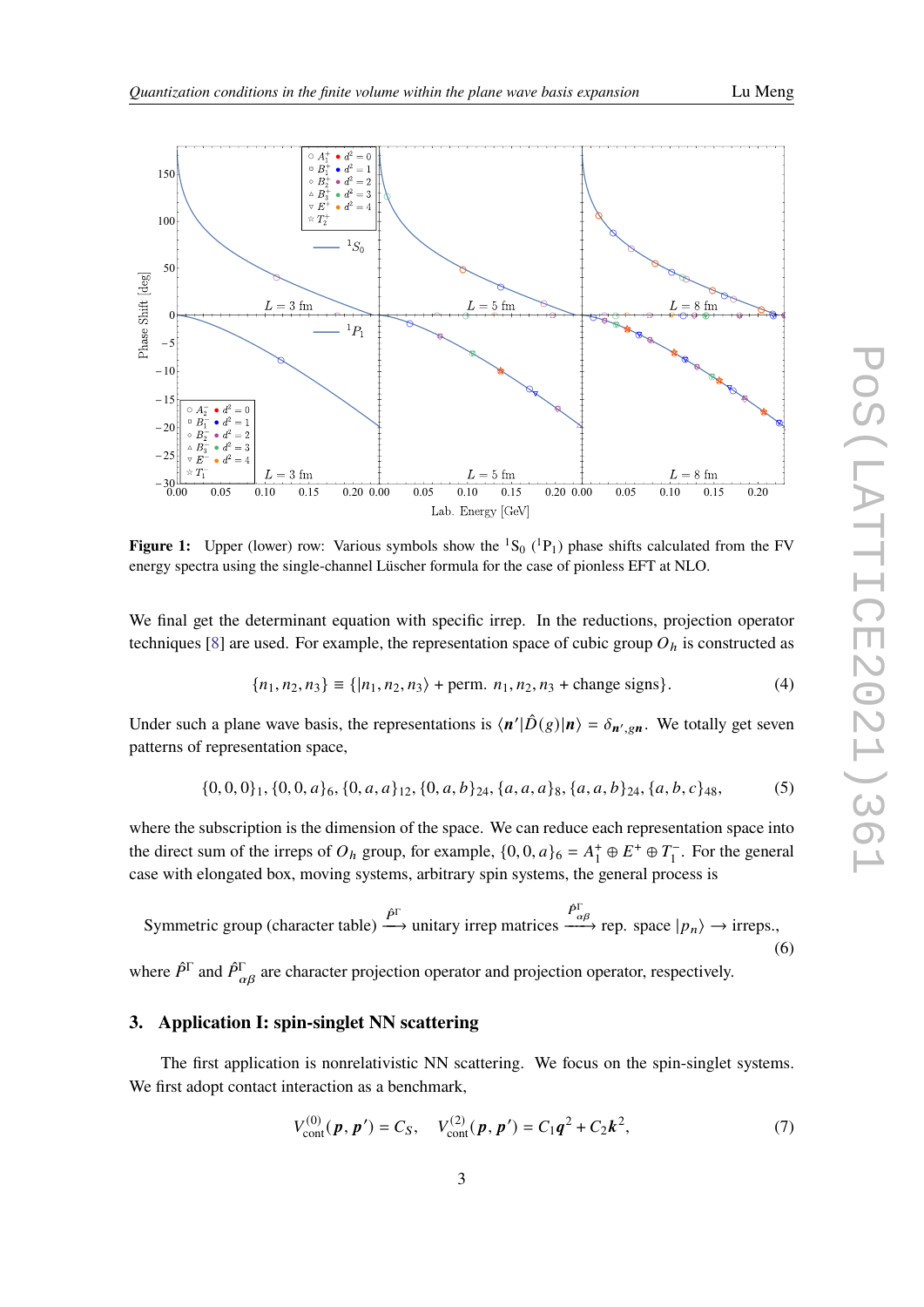**Figure 1:** Upper (lower) row: Various symbols show the $^1\mathrm{S}_0$ ($^1\mathrm{P}_1$) phase shifts calculated from the FV energy spectra using the single-channel Lüscher formula for the case of pionless EFT at NLO.

We final get the determinant equation with specific irrep. In the reductions, projection operator techniques [8] are used. For example, the representation space of cubic group $O_h$ is constructed as

$$\{n_1, n_2, n_3\} \equiv \{|n_1, n_2, n_3\rangle + \text{perm. } n_1, n_2, n_3 + \text{change signs}\}. \tag{4}$$

Under such a plane wave basis, the representations is $\langle \boldsymbol{n}'|\hat{D}(g)|\boldsymbol{n}\rangle = \delta_{\boldsymbol{n}',g\boldsymbol{n}}$. We totally get seven patterns of representation space,

$$\{0,0,0\}_1, \{0,0,a\}_6, \{0,a,a\}_{12}, \{0,a,b\}_{24}, \{a,a,a\}_8, \{a,a,b\}_{24}, \{a,b,c\}_{48}, \tag{5}$$

where the subscription is the dimension of the space. We can reduce each representation space into the direct sum of the irreps of $O_h$ group, for example, $\{0,0,a\}_6 = A_1^+ \oplus E^+ \oplus T_1^-$. For the general case with elongated box, moving systems, arbitrary spin systems, the general process is

$$\text{Symmetric group (character table)} \xrightarrow{\hat{P}^\Gamma} \text{unitary irrep matrices} \xrightarrow{\hat{P}^\Gamma_{\alpha\beta}} \text{rep. space } |p_n\rangle \rightarrow \text{irreps.}, \tag{6}$$

where $\hat{P}^\Gamma$ and $\hat{P}^\Gamma_{\alpha\beta}$ are character projection operator and projection operator, respectively.

## 3. Application I: spin-singlet NN scattering

The first application is nonrelativistic NN scattering. We focus on the spin-singlet systems. We first adopt contact interaction as a benchmark,

$$V^{(0)}_{\text{cont}}(\boldsymbol{p}, \boldsymbol{p}') = C_S, \quad V^{(2)}_{\text{cont}}(\boldsymbol{p}, \boldsymbol{p}') = C_1 \boldsymbol{q}^2 + C_2 \boldsymbol{k}^2, \tag{7}$$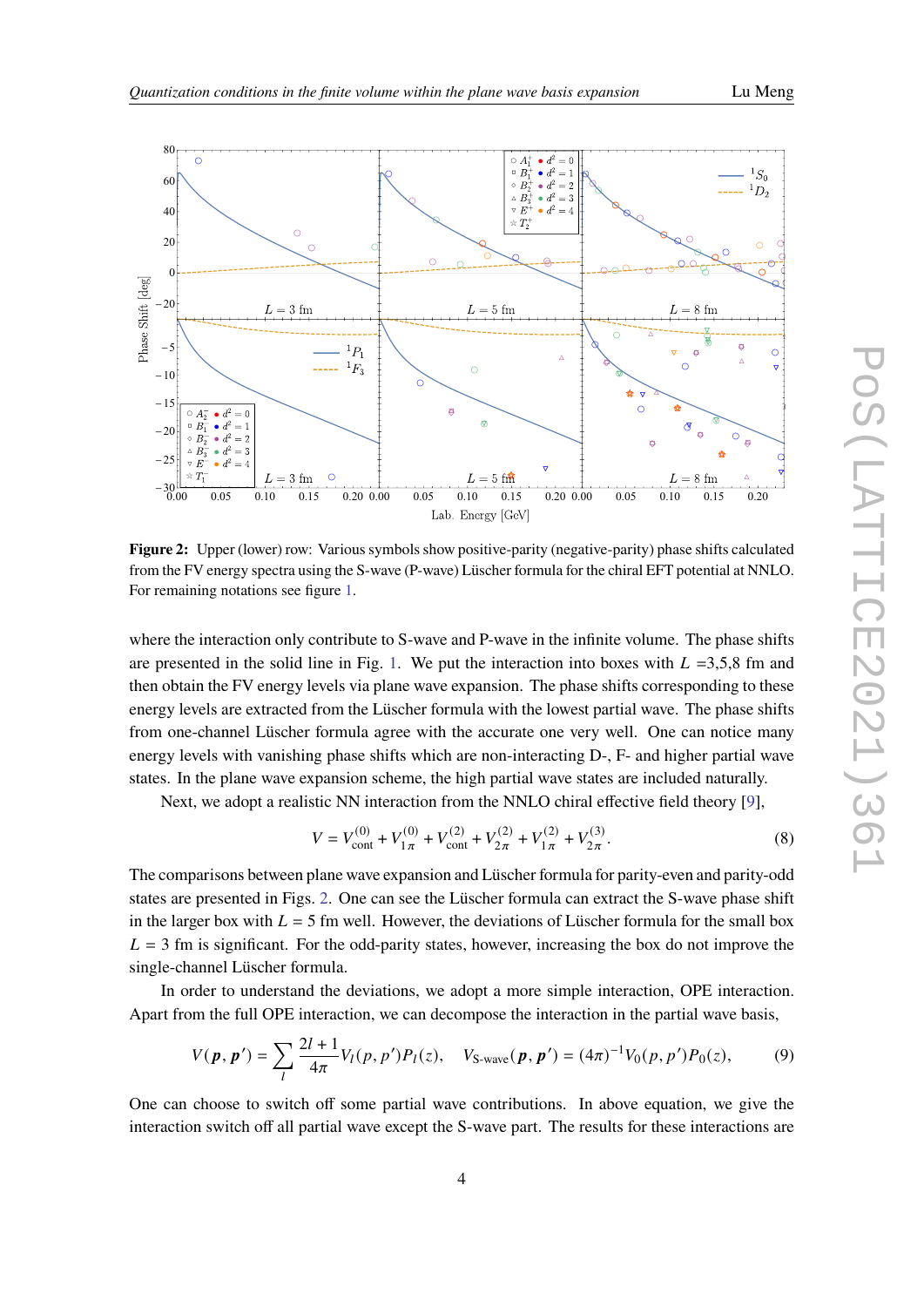**Figure 2:** Upper (lower) row: Various symbols show positive-parity (negative-parity) phase shifts calculated from the FV energy spectra using the S-wave (P-wave) Lüscher formula for the chiral EFT potential at NNLO. For remaining notations see figure 1.

where the interaction only contribute to S-wave and P-wave in the infinite volume. The phase shifts are presented in the solid line in Fig. 1. We put the interaction into boxes with $L$ =3,5,8 fm and then obtain the FV energy levels via plane wave expansion. The phase shifts corresponding to these energy levels are extracted from the Lüscher formula with the lowest partial wave. The phase shifts from one-channel Lüscher formula agree with the accurate one very well. One can notice many energy levels with vanishing phase shifts which are non-interacting D-, F- and higher partial wave states. In the plane wave expansion scheme, the high partial wave states are included naturally.

Next, we adopt a realistic NN interaction from the NNLO chiral effective field theory [9],

$$V = V^{(0)}_{\rm cont} + V^{(0)}_{1\pi} + V^{(2)}_{\rm cont} + V^{(2)}_{2\pi} + V^{(2)}_{1\pi} + V^{(3)}_{2\pi}. \tag{8}$$

The comparisons between plane wave expansion and Lüscher formula for parity-even and parity-odd states are presented in Figs. 2. One can see the Lüscher formula can extract the S-wave phase shift in the larger box with $L = 5$ fm well. However, the deviations of Lüscher formula for the small box $L = 3$ fm is significant. For the odd-parity states, however, increasing the box do not improve the single-channel Lüscher formula.

In order to understand the deviations, we adopt a more simple interaction, OPE interaction. Apart from the full OPE interaction, we can decompose the interaction in the partial wave basis,

$$V(\boldsymbol{p}, \boldsymbol{p}') = \sum_l \frac{2l+1}{4\pi} V_l(p, p') P_l(z), \quad V_{\text{S-wave}}(\boldsymbol{p}, \boldsymbol{p}') = (4\pi)^{-1} V_0(p, p') P_0(z), \tag{9}$$

One can choose to switch off some partial wave contributions. In above equation, we give the interaction switch off all partial wave except the S-wave part. The results for these interactions are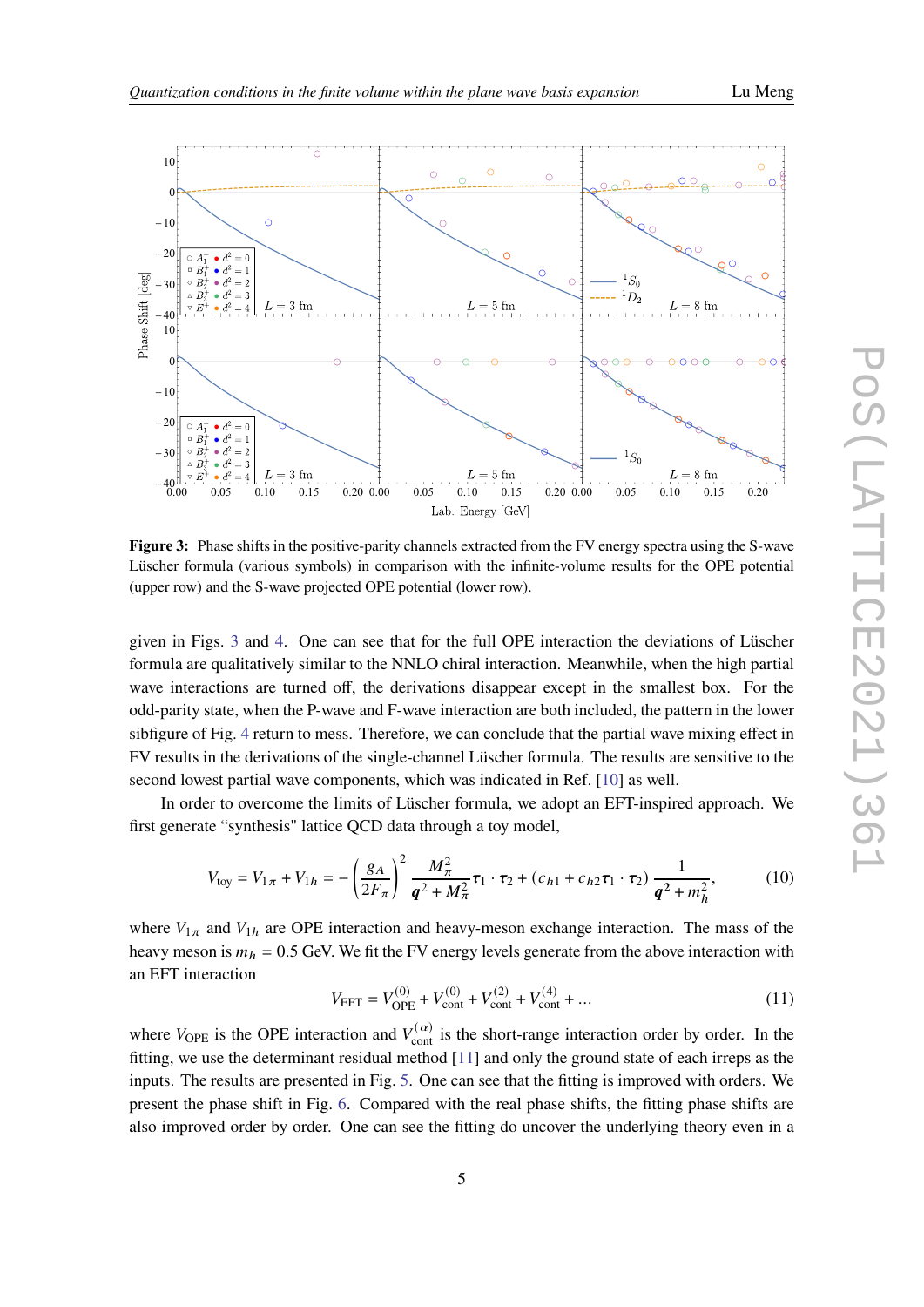**Figure 3:** Phase shifts in the positive-parity channels extracted from the FV energy spectra using the S-wave Lüscher formula (various symbols) in comparison with the infinite-volume results for the OPE potential (upper row) and the S-wave projected OPE potential (lower row).

given in Figs. 3 and 4. One can see that for the full OPE interaction the deviations of Lüscher formula are qualitatively similar to the NNLO chiral interaction. Meanwhile, when the high partial wave interactions are turned off, the derivations disappear except in the smallest box. For the odd-parity state, when the P-wave and F-wave interaction are both included, the pattern in the lower sibfigure of Fig. 4 return to mess. Therefore, we can conclude that the partial wave mixing effect in FV results in the derivations of the single-channel Lüscher formula. The results are sensitive to the second lowest partial wave components, which was indicated in Ref. [10] as well.

In order to overcome the limits of Lüscher formula, we adopt an EFT-inspired approach. We first generate "synthesis" lattice QCD data through a toy model,

$$V_{\rm toy} = V_{1\pi} + V_{1h} = -\left(\frac{g_A}{2F_\pi}\right)^2 \frac{M_\pi^2}{\boldsymbol{q}^2 + M_\pi^2}\boldsymbol{\tau}_1 \cdot \boldsymbol{\tau}_2 + (c_{h1} + c_{h2}\boldsymbol{\tau}_1 \cdot \boldsymbol{\tau}_2)\frac{1}{\boldsymbol{q}^2 + m_h^2}, \tag{10}$$

where $V_{1\pi}$ and $V_{1h}$ are OPE interaction and heavy-meson exchange interaction. The mass of the heavy meson is $m_h = 0.5$ GeV. We fit the FV energy levels generate from the above interaction with an EFT interaction

$$V_{\rm EFT} = V_{\rm OPE}^{(0)} + V_{\rm cont}^{(0)} + V_{\rm cont}^{(2)} + V_{\rm cont}^{(4)} + \ldots \tag{11}$$

where $V_{\rm OPE}$ is the OPE interaction and $V_{\rm cont}^{(\alpha)}$ is the short-range interaction order by order. In the fitting, we use the determinant residual method [11] and only the ground state of each irreps as the inputs. The results are presented in Fig. 5. One can see that the fitting is improved with orders. We present the phase shift in Fig. 6. Compared with the real phase shifts, the fitting phase shifts are also improved order by order. One can see the fitting do uncover the underlying theory even in a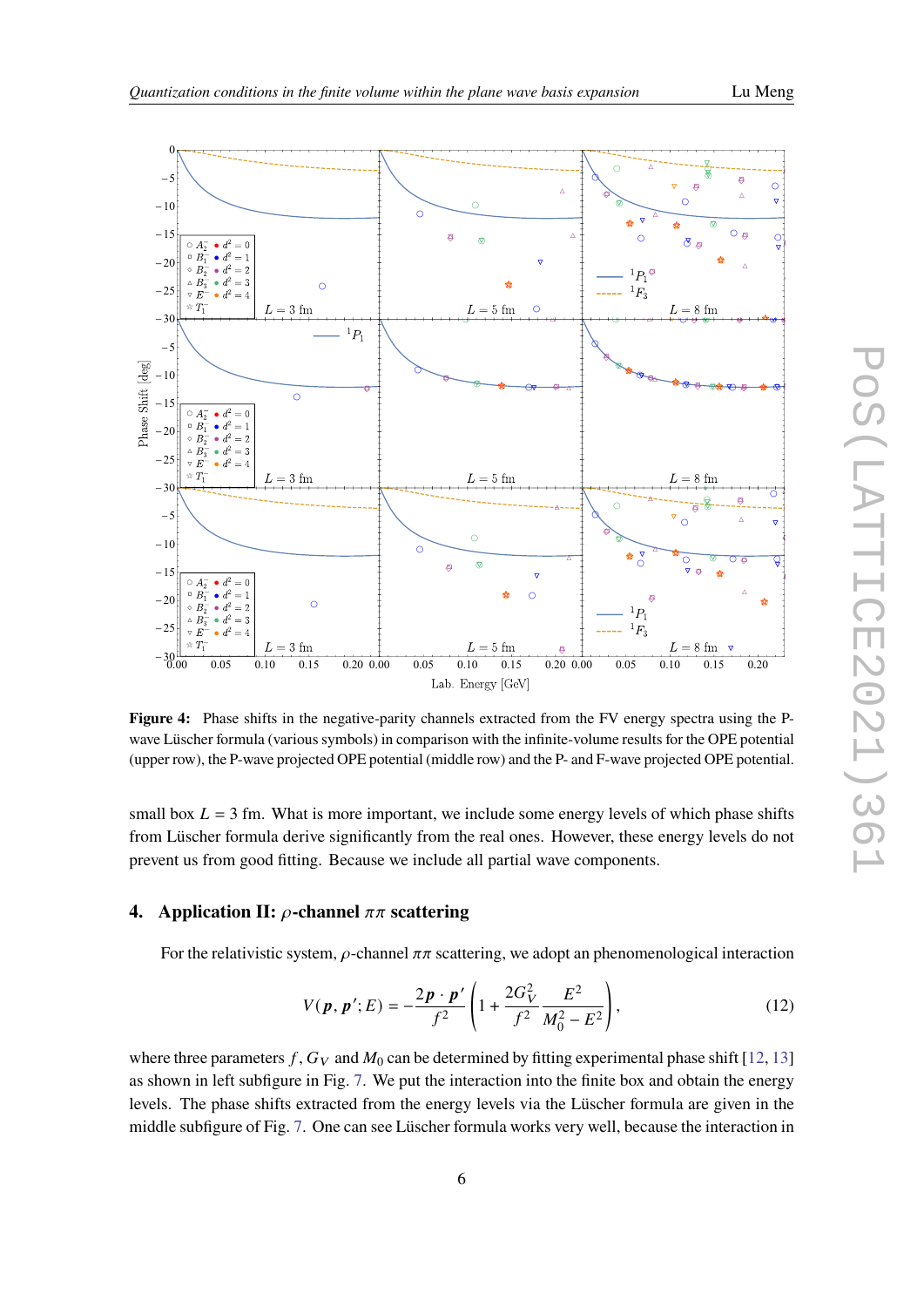**Figure 4:** Phase shifts in the negative-parity channels extracted from the FV energy spectra using the P-wave Lüscher formula (various symbols) in comparison with the infinite-volume results for the OPE potential (upper row), the P-wave projected OPE potential (middle row) and the P- and F-wave projected OPE potential.

small box $L = 3$ fm. What is more important, we include some energy levels of which phase shifts from Lüscher formula derive significantly from the real ones. However, these energy levels do not prevent us from good fitting. Because we include all partial wave components.

## 4. Application II: $\rho$-channel $\pi\pi$ scattering

For the relativistic system, $\rho$-channel $\pi\pi$ scattering, we adopt an phenomenological interaction

$$V(\boldsymbol{p}, \boldsymbol{p}'; E) = -\frac{2\boldsymbol{p}\cdot\boldsymbol{p}'}{f^2}\left(1 + \frac{2G_V^2}{f^2}\frac{E^2}{M_0^2 - E^2}\right), \tag{12}$$

where three parameters $f$, $G_V$ and $M_0$ can be determined by fitting experimental phase shift [12, 13] as shown in left subfigure in Fig. 7. We put the interaction into the finite box and obtain the energy levels. The phase shifts extracted from the energy levels via the Lüscher formula are given in the middle subfigure of Fig. 7. One can see Lüscher formula works very well, because the interaction in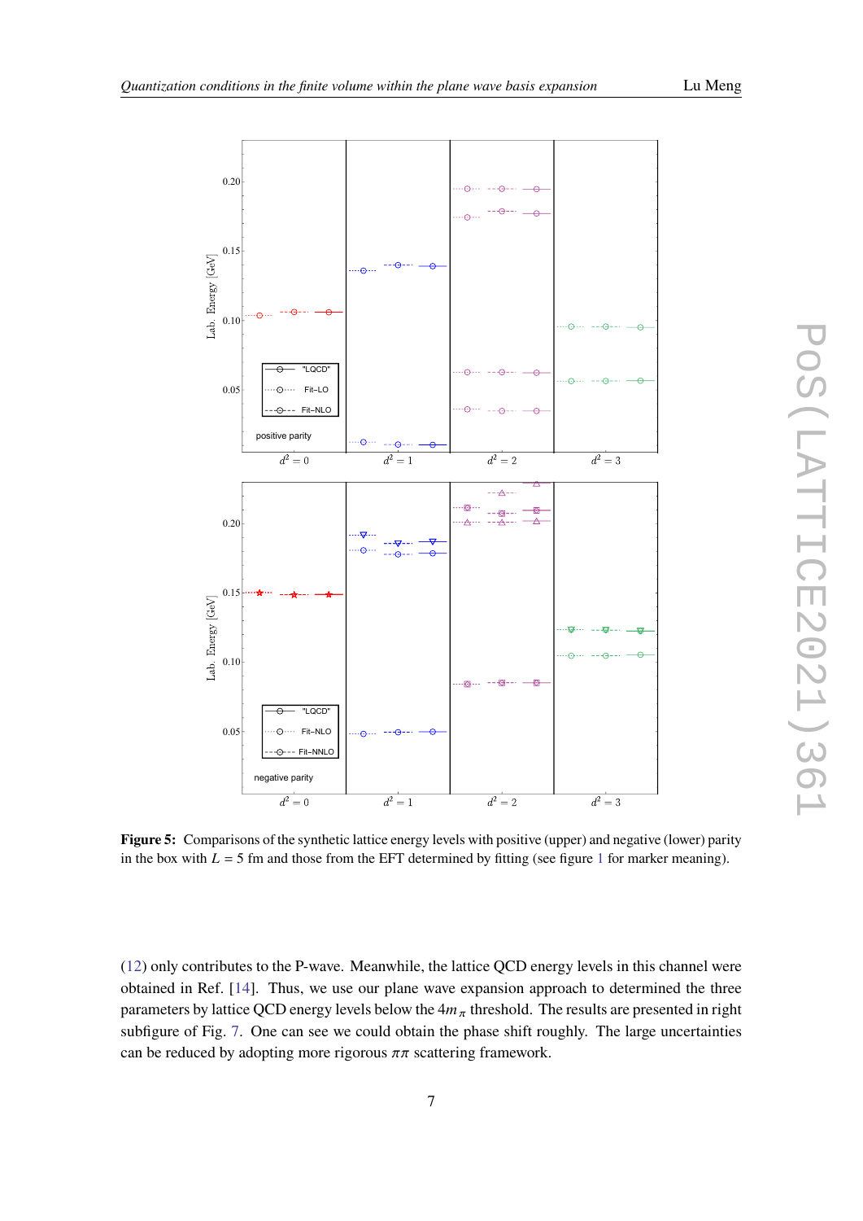**Figure 5:** Comparisons of the synthetic lattice energy levels with positive (upper) and negative (lower) parity in the box with $L = 5$ fm and those from the EFT determined by fitting (see figure 1 for marker meaning).

(12) only contributes to the P-wave. Meanwhile, the lattice QCD energy levels in this channel were obtained in Ref. [14]. Thus, we use our plane wave expansion approach to determined the three parameters by lattice QCD energy levels below the $4m_\pi$ threshold. The results are presented in right subfigure of Fig. 7. One can see we could obtain the phase shift roughly. The large uncertainties can be reduced by adopting more rigorous $\pi\pi$ scattering framework.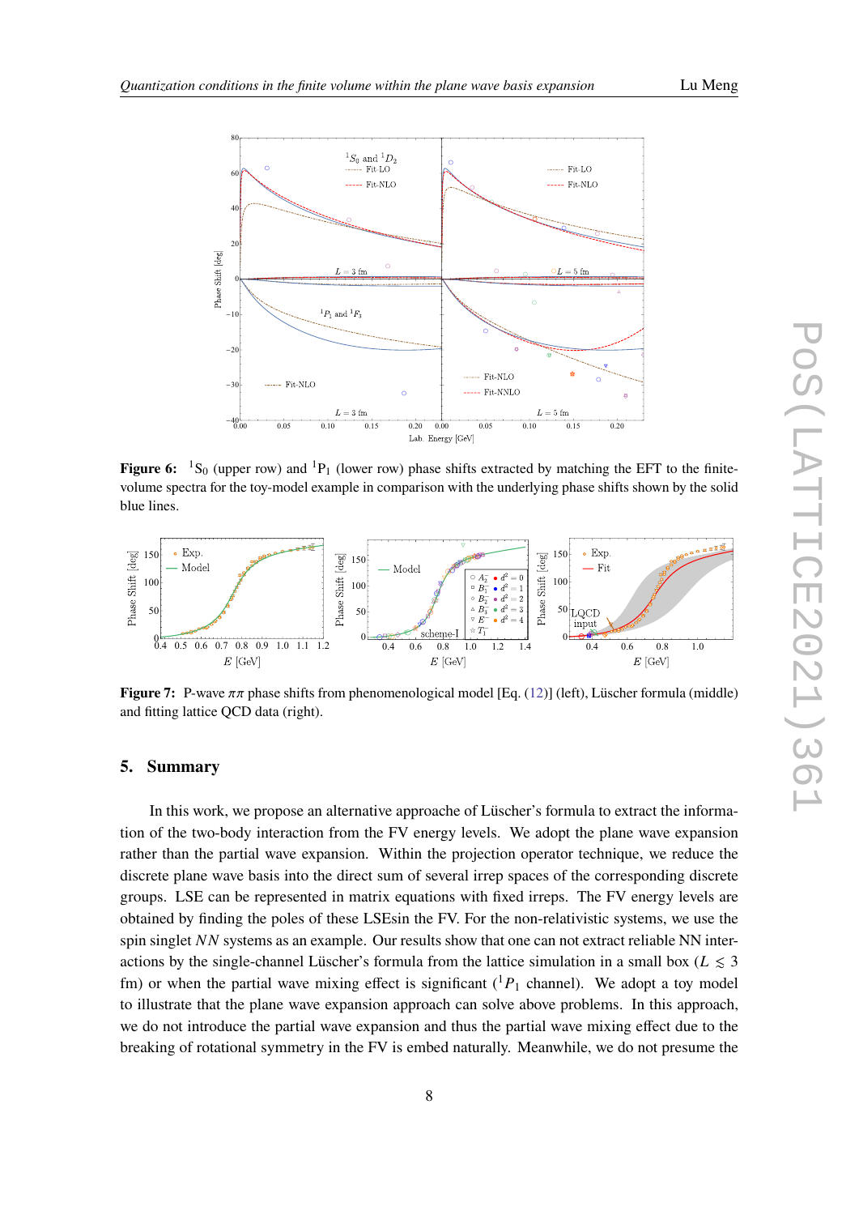**Figure 6:** $^1$S$_0$ (upper row) and $^1$P$_1$ (lower row) phase shifts extracted by matching the EFT to the finite-volume spectra for the toy-model example in comparison with the underlying phase shifts shown by the solid blue lines.

**Figure 7:** P-wave $\pi\pi$ phase shifts from phenomenological model [Eq. (12)] (left), Lüscher formula (middle) and fitting lattice QCD data (right).

## 5. Summary

In this work, we propose an alternative approache of Lüscher's formula to extract the information of the two-body interaction from the FV energy levels. We adopt the plane wave expansion rather than the partial wave expansion. Within the projection operator technique, we reduce the discrete plane wave basis into the direct sum of several irrep spaces of the corresponding discrete groups. LSE can be represented in matrix equations with fixed irreps. The FV energy levels are obtained by finding the poles of these LSEsin the FV. For the non-relativistic systems, we use the spin singlet $NN$ systems as an example. Our results show that one can not extract reliable NN interactions by the single-channel Lüscher's formula from the lattice simulation in a small box ($L \lesssim 3$ fm) or when the partial wave mixing effect is significant ($^1P_1$ channel). We adopt a toy model to illustrate that the plane wave expansion approach can solve above problems. In this approach, we do not introduce the partial wave expansion and thus the partial wave mixing effect due to the breaking of rotational symmetry in the FV is embed naturally. Meanwhile, we do not presume the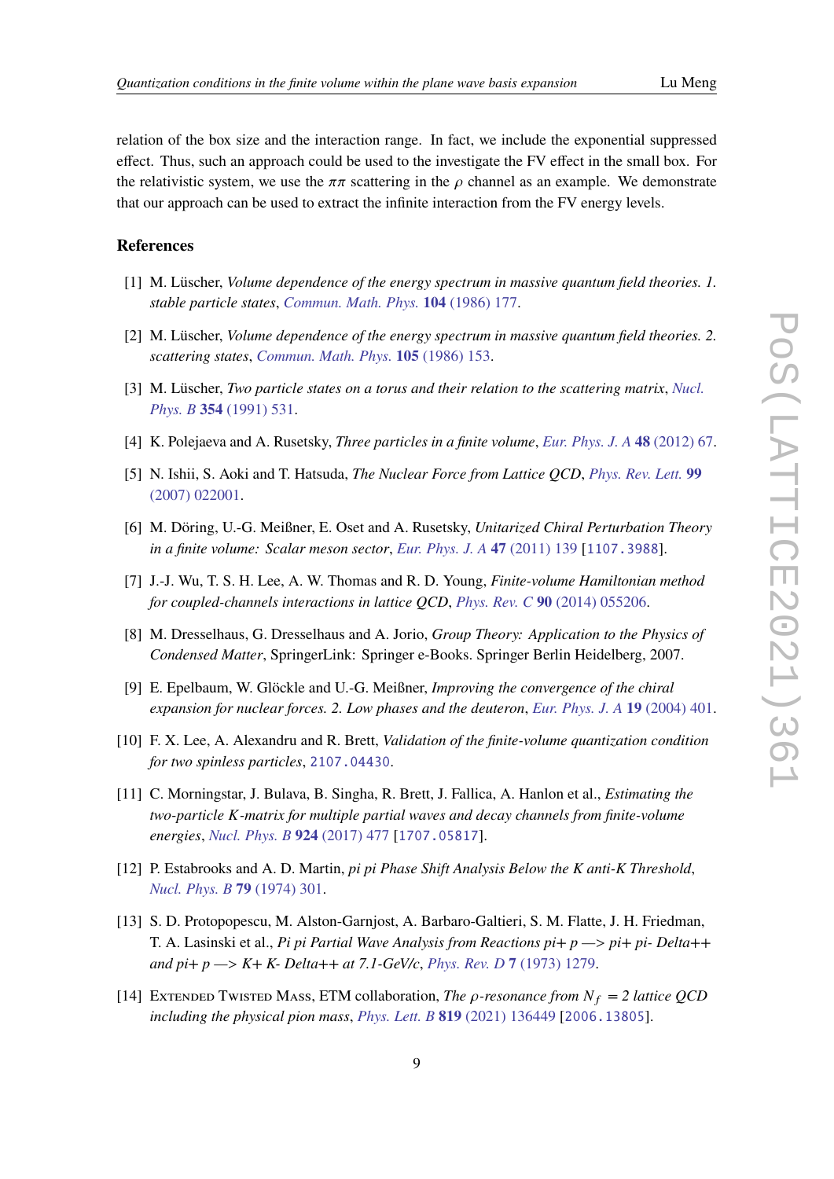relation of the box size and the interaction range. In fact, we include the exponential suppressed effect. Thus, such an approach could be used to the investigate the FV effect in the small box. For the relativistic system, we use the $\pi\pi$ scattering in the $\rho$ channel as an example. We demonstrate that our approach can be used to extract the infinite interaction from the FV energy levels.

## References

[1] M. Lüscher, *Volume dependence of the energy spectrum in massive quantum field theories. 1. stable particle states*, Commun. Math. Phys. **104** (1986) 177.

[2] M. Lüscher, *Volume dependence of the energy spectrum in massive quantum field theories. 2. scattering states*, Commun. Math. Phys. **105** (1986) 153.

[3] M. Lüscher, *Two particle states on a torus and their relation to the scattering matrix*, Nucl. Phys. B **354** (1991) 531.

[4] K. Polejaeva and A. Rusetsky, *Three particles in a finite volume*, Eur. Phys. J. A **48** (2012) 67.

[5] N. Ishii, S. Aoki and T. Hatsuda, *The Nuclear Force from Lattice QCD*, Phys. Rev. Lett. **99** (2007) 022001.

[6] M. Döring, U.-G. Meißner, E. Oset and A. Rusetsky, *Unitarized Chiral Perturbation Theory in a finite volume: Scalar meson sector*, Eur. Phys. J. A **47** (2011) 139 [1107.3988].

[7] J.-J. Wu, T. S. H. Lee, A. W. Thomas and R. D. Young, *Finite-volume Hamiltonian method for coupled-channels interactions in lattice QCD*, Phys. Rev. C **90** (2014) 055206.

[8] M. Dresselhaus, G. Dresselhaus and A. Jorio, *Group Theory: Application to the Physics of Condensed Matter*, SpringerLink: Springer e-Books. Springer Berlin Heidelberg, 2007.

[9] E. Epelbaum, W. Glöckle and U.-G. Meißner, *Improving the convergence of the chiral expansion for nuclear forces. 2. Low phases and the deuteron*, Eur. Phys. J. A **19** (2004) 401.

[10] F. X. Lee, A. Alexandru and R. Brett, *Validation of the finite-volume quantization condition for two spinless particles*, 2107.04430.

[11] C. Morningstar, J. Bulava, B. Singha, R. Brett, J. Fallica, A. Hanlon et al., *Estimating the two-particle K-matrix for multiple partial waves and decay channels from finite-volume energies*, Nucl. Phys. B **924** (2017) 477 [1707.05817].

[12] P. Estabrooks and A. D. Martin, *pi pi Phase Shift Analysis Below the K anti-K Threshold*, Nucl. Phys. B **79** (1974) 301.

[13] S. D. Protopopescu, M. Alston-Garnjost, A. Barbaro-Galtieri, S. M. Flatte, J. H. Friedman, T. A. Lasinski et al., *Pi pi Partial Wave Analysis from Reactions pi+ p —> pi+ pi- Delta++ and pi+ p —> K+ K- Delta++ at 7.1-GeV/c*, Phys. Rev. D **7** (1973) 1279.

[14] Extended Twisted Mass, ETM collaboration, *The $\rho$-resonance from $N_f$ = 2 lattice QCD including the physical pion mass*, Phys. Lett. B **819** (2021) 136449 [2006.13805].